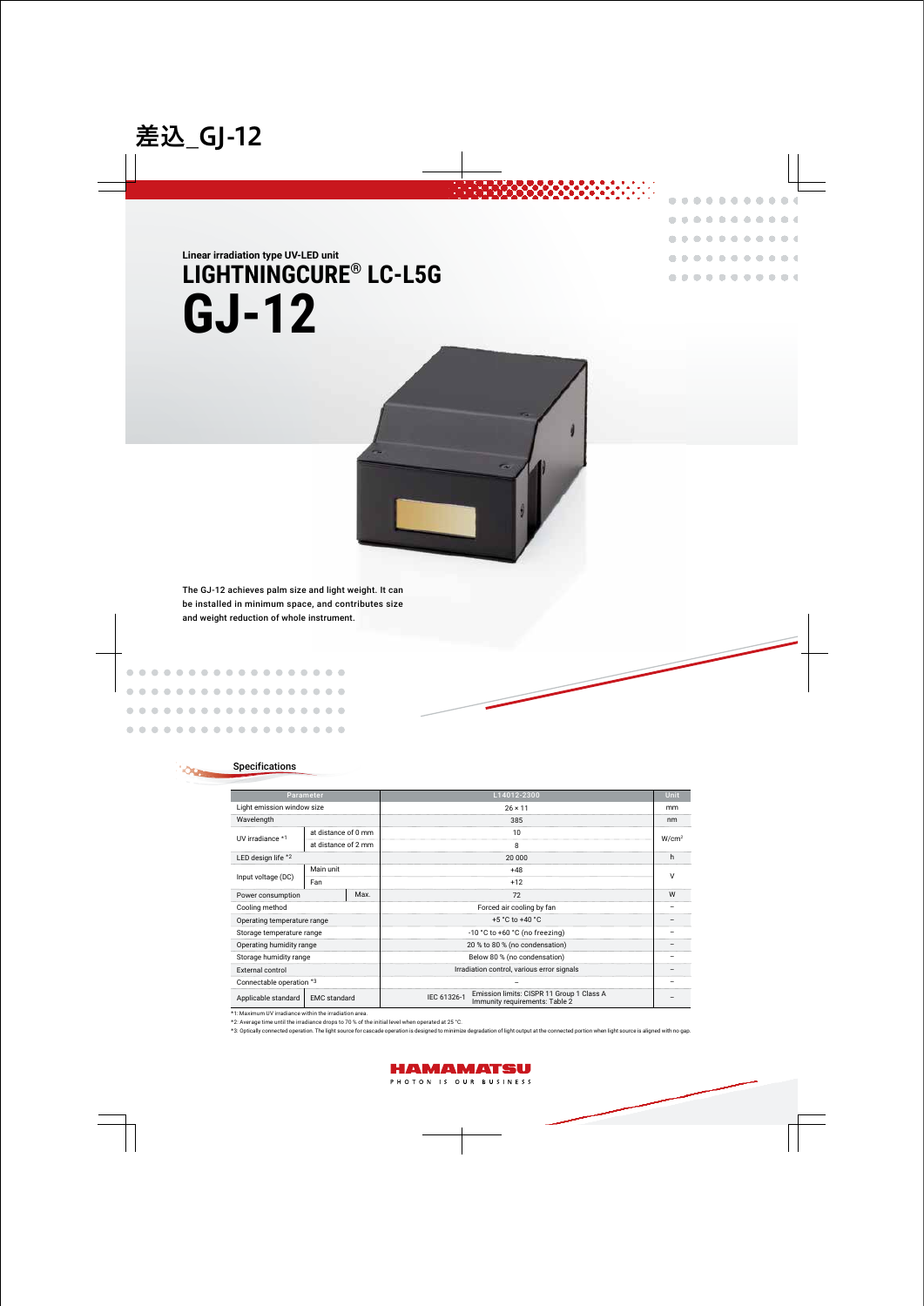差込_GJ-12

Linear irradiation type UV-LED unit

# LIGHTNINGCURE® LC-L5G

# GJ-12

The GJ-12 achieves palm size and light weight. It can be installed in minimum space, and contributes size and weight reduction of whole instrument.

## Specifications

| Parameter | | | L14012-2300 | Unit |
|---|---|---|---|---|
| Light emission window size | | | 26 × 11 | mm |
| Wavelength | | | 385 | nm |
| UV irradiance *1 | at distance of 0 mm | | 10 | $W/cm^2$ |
| | at distance of 2 mm | | 8 | |
| LED design life *2 | | | 20 000 | h |
| Input voltage (DC) | Main unit | | +48 | V |
| | Fan | | +12 | |
| Power consumption | | Max. | 72 | W |
| Cooling method | | | Forced air cooling by fan | – |
| Operating temperature range | | | +5 °C to +40 °C | – |
| Storage temperature range | | | -10 °C to +60 °C (no freezing) | – |
| Operating humidity range | | | 20 % to 80 % (no condensation) | – |
| Storage humidity range | | | Below 80 % (no condensation) | – |
| External control | | | Irradiation control, various error signals | – |
| Connectable operation *3 | | | – | – |
| Applicable standard | EMC standard | | IEC 61326-1 Emission limits: CISPR 11 Group 1 Class A Immunity requirements: Table 2 | – |

*1: Maximum UV irradiance within the irradiation area.

*2: Average time until the irradiance drops to 70 % of the initial level when operated at 25 °C.

*3: Optically connected operation. The light source for cascade operation is designed to minimize degradation of light output at the connected portion when light source is aligned with no gap.

HAMAMATSU

PHOTON IS OUR BUSINESS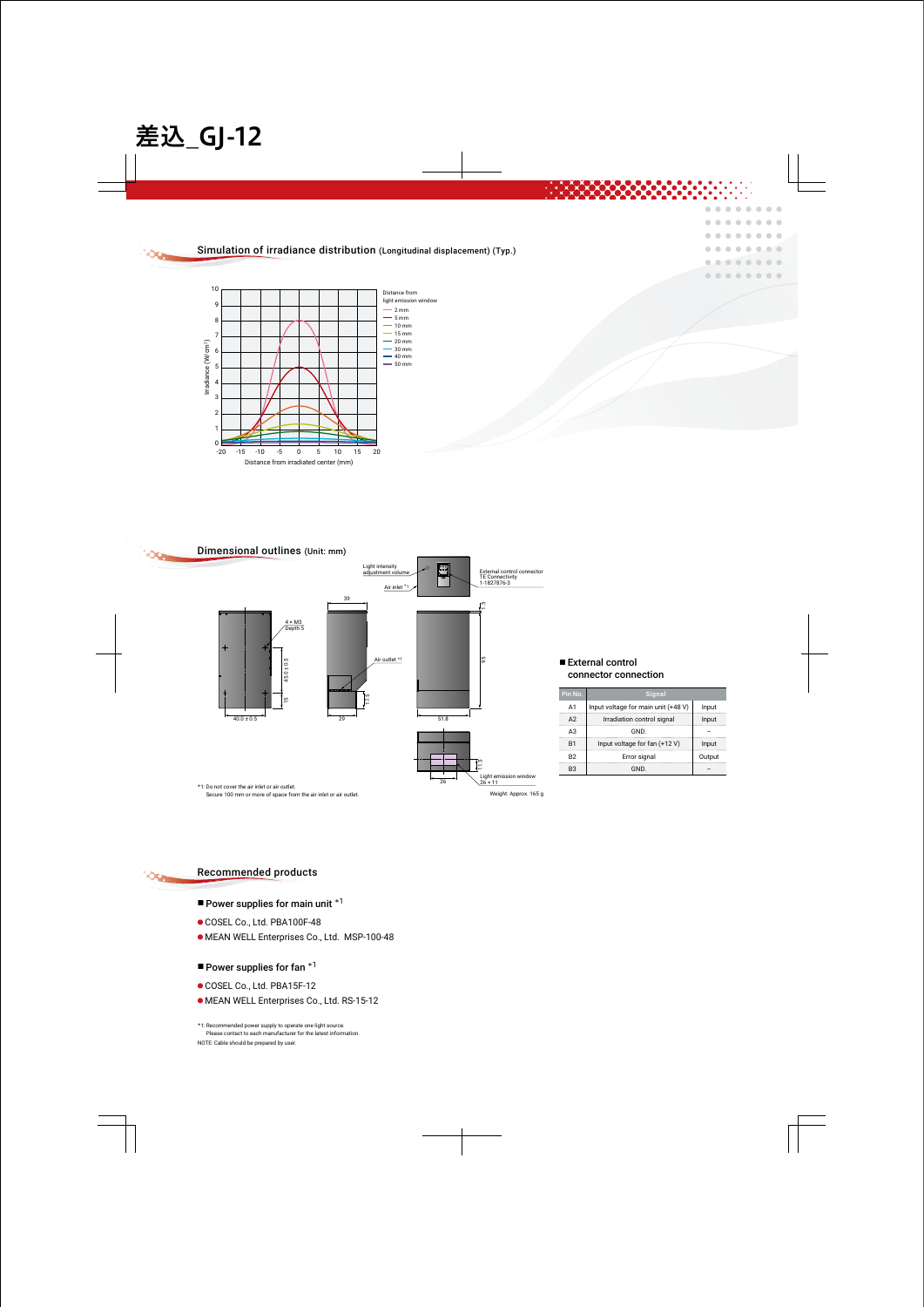# 差込_GJ-12

## Simulation of irradiance distribution (Longitudinal displacement) (Typ.)

Irradiance (W/cm²)

10
9
8
7
6
5
4
3
2
1
0

-20 -15 -10 -5 0 5 10 15 20

Distance from irradiated center (mm)

Distance from light emission window
- 2 mm
- 5 mm
- 10 mm
- 15 mm
- 20 mm
- 30 mm
- 40 mm
- 50 mm

## Dimensional outlines (Unit: mm)

Light intensity adjustment volume

Air inlet *1

External control connector TE Connectivity 1-1827876-3

4 × M3 Depth 5

39

45.0 ± 0.5

15

40.0 ± 0.5

Air outlet *1

17.5

29

95

51.8

11.5

26

Light emission window 26 × 11

Weight: Approx. 165 g

*1: Do not cover the air inlet or air outlet.
Secure 100 mm or more of space from the air inlet or air outlet.

■ External control connector connection

| Pin No. | Signal | |
|---|---|---|
| A1 | Input voltage for main unit (+48 V) | Input |
| A2 | Irradiation control signal | Input |
| A3 | GND. | – |
| B1 | Input voltage for fan (+12 V) | Input |
| B2 | Error signal | Output |
| B3 | GND. | – |

## Recommended products

■ Power supplies for main unit *1

- COSEL Co., Ltd. PBA100F-48
- MEAN WELL Enterprises Co., Ltd. MSP-100-48

■ Power supplies for fan *1

- COSEL Co., Ltd. PBA15F-12
- MEAN WELL Enterprises Co., Ltd. RS-15-12

*1: Recommended power supply to operate one light source.
Please contact to each manufacturer for the latest information.

NOTE: Cable should be prepared by user.